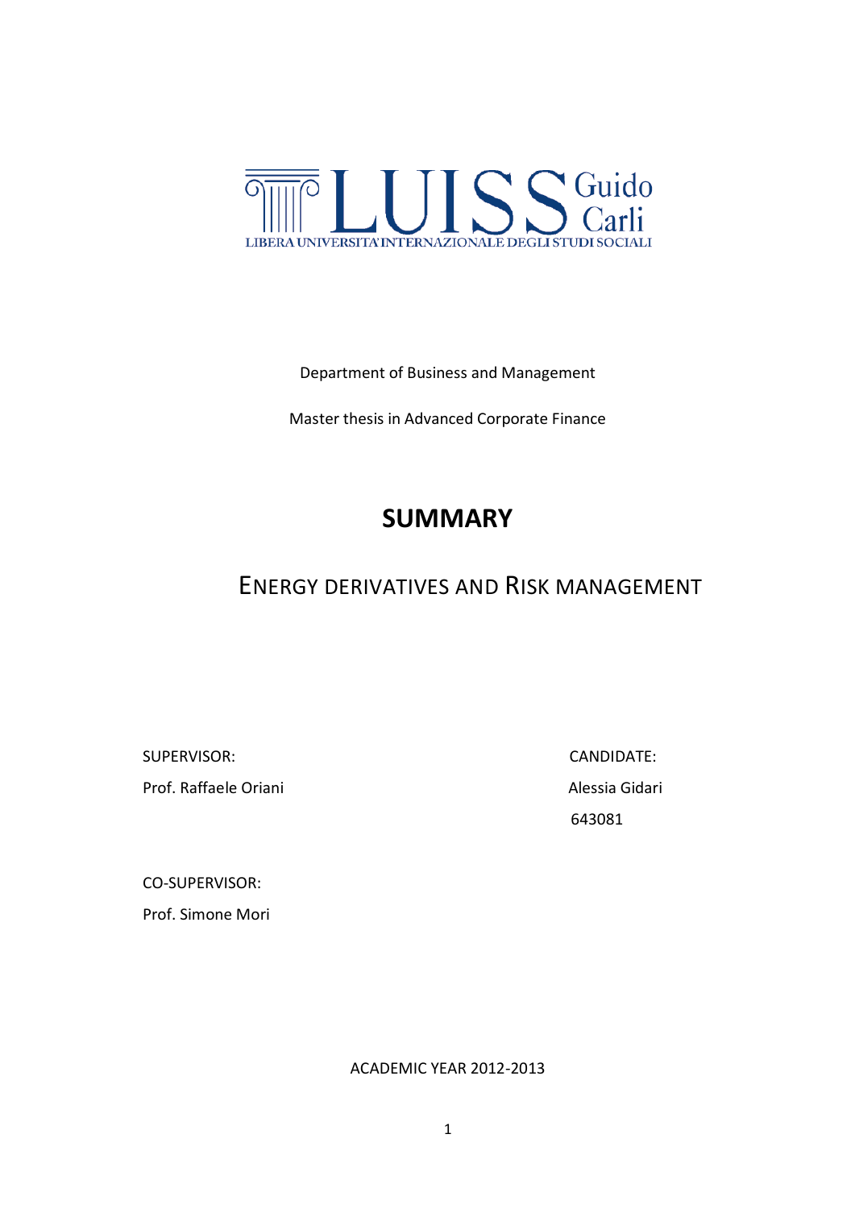LUISS Guido Carli

LIBERA UNIVERSITA' INTERNAZIONALE DEGLI STUDI SOCIALI

Department of Business and Management

Master thesis in Advanced Corporate Finance

# SUMMARY

## ENERGY DERIVATIVES AND RISK MANAGEMENT

SUPERVISOR:

Prof. Raffaele Oriani

CANDIDATE:

Alessia Gidari

643081

CO-SUPERVISOR:

Prof. Simone Mori

ACADEMIC YEAR 2012-2013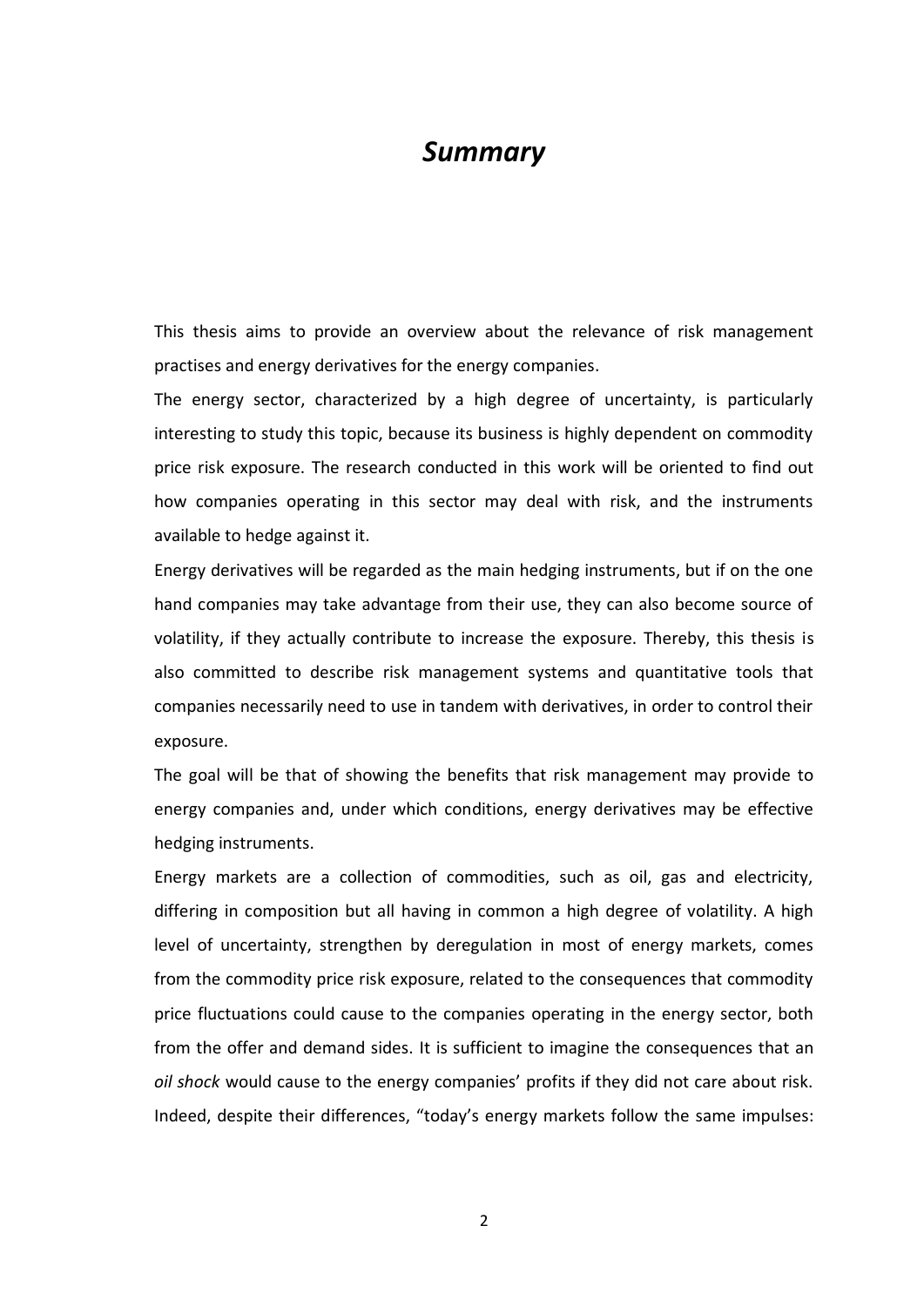# *Summary*

This thesis aims to provide an overview about the relevance of risk management practises and energy derivatives for the energy companies.

The energy sector, characterized by a high degree of uncertainty, is particularly interesting to study this topic, because its business is highly dependent on commodity price risk exposure. The research conducted in this work will be oriented to find out how companies operating in this sector may deal with risk, and the instruments available to hedge against it.

Energy derivatives will be regarded as the main hedging instruments, but if on the one hand companies may take advantage from their use, they can also become source of volatility, if they actually contribute to increase the exposure. Thereby, this thesis is also committed to describe risk management systems and quantitative tools that companies necessarily need to use in tandem with derivatives, in order to control their exposure.

The goal will be that of showing the benefits that risk management may provide to energy companies and, under which conditions, energy derivatives may be effective hedging instruments.

Energy markets are a collection of commodities, such as oil, gas and electricity, differing in composition but all having in common a high degree of volatility. A high level of uncertainty, strengthen by deregulation in most of energy markets, comes from the commodity price risk exposure, related to the consequences that commodity price fluctuations could cause to the companies operating in the energy sector, both from the offer and demand sides. It is sufficient to imagine the consequences that an *oil shock* would cause to the energy companies' profits if they did not care about risk. Indeed, despite their differences, "today's energy markets follow the same impulses: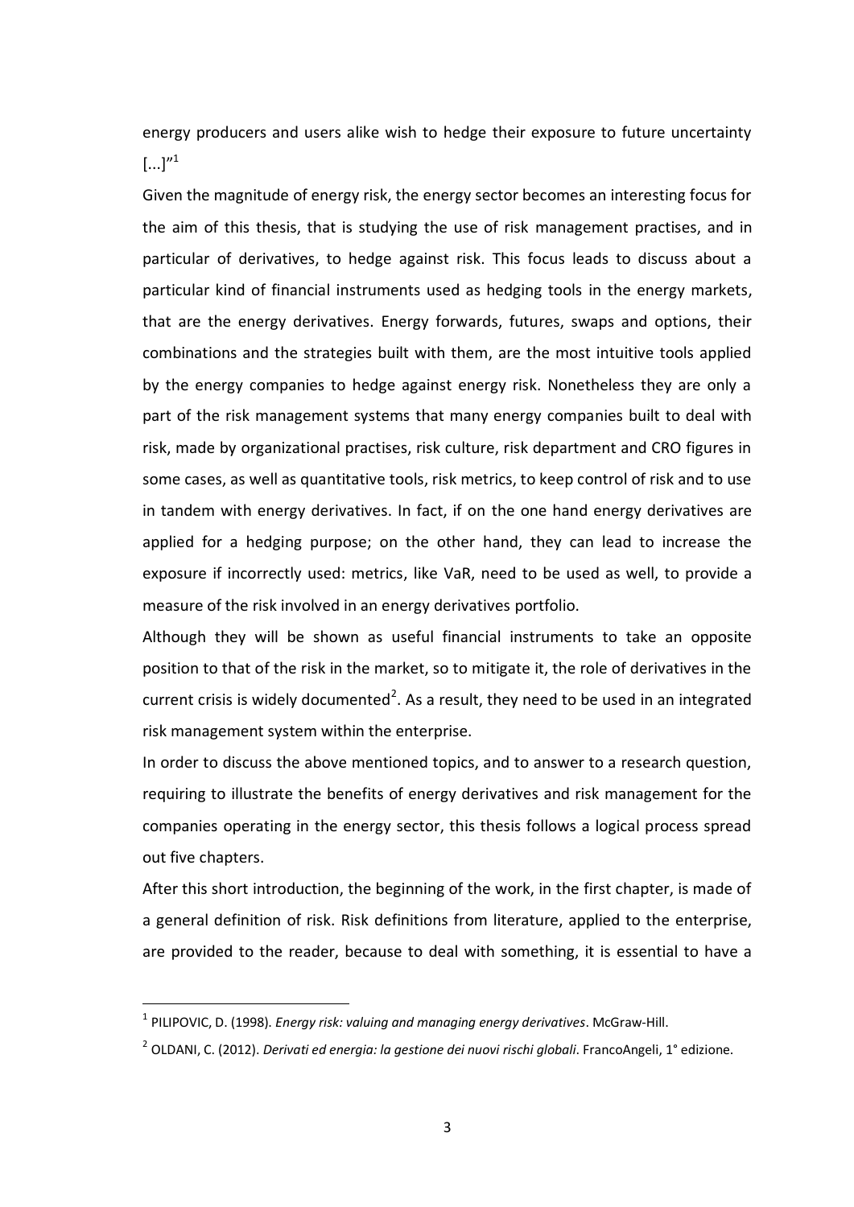energy producers and users alike wish to hedge their exposure to future uncertainty [...]"[1]

Given the magnitude of energy risk, the energy sector becomes an interesting focus for the aim of this thesis, that is studying the use of risk management practises, and in particular of derivatives, to hedge against risk. This focus leads to discuss about a particular kind of financial instruments used as hedging tools in the energy markets, that are the energy derivatives. Energy forwards, futures, swaps and options, their combinations and the strategies built with them, are the most intuitive tools applied by the energy companies to hedge against energy risk. Nonetheless they are only a part of the risk management systems that many energy companies built to deal with risk, made by organizational practises, risk culture, risk department and CRO figures in some cases, as well as quantitative tools, risk metrics, to keep control of risk and to use in tandem with energy derivatives. In fact, if on the one hand energy derivatives are applied for a hedging purpose; on the other hand, they can lead to increase the exposure if incorrectly used: metrics, like VaR, need to be used as well, to provide a measure of the risk involved in an energy derivatives portfolio.

Although they will be shown as useful financial instruments to take an opposite position to that of the risk in the market, so to mitigate it, the role of derivatives in the current crisis is widely documented[2]. As a result, they need to be used in an integrated risk management system within the enterprise.

In order to discuss the above mentioned topics, and to answer to a research question, requiring to illustrate the benefits of energy derivatives and risk management for the companies operating in the energy sector, this thesis follows a logical process spread out five chapters.

After this short introduction, the beginning of the work, in the first chapter, is made of a general definition of risk. Risk definitions from literature, applied to the enterprise, are provided to the reader, because to deal with something, it is essential to have a

---

[1] PILIPOVIC, D. (1998). *Energy risk: valuing and managing energy derivatives*. McGraw-Hill.

[2] OLDANI, C. (2012). *Derivati ed energia: la gestione dei nuovi rischi globali*. FrancoAngeli, 1° edizione.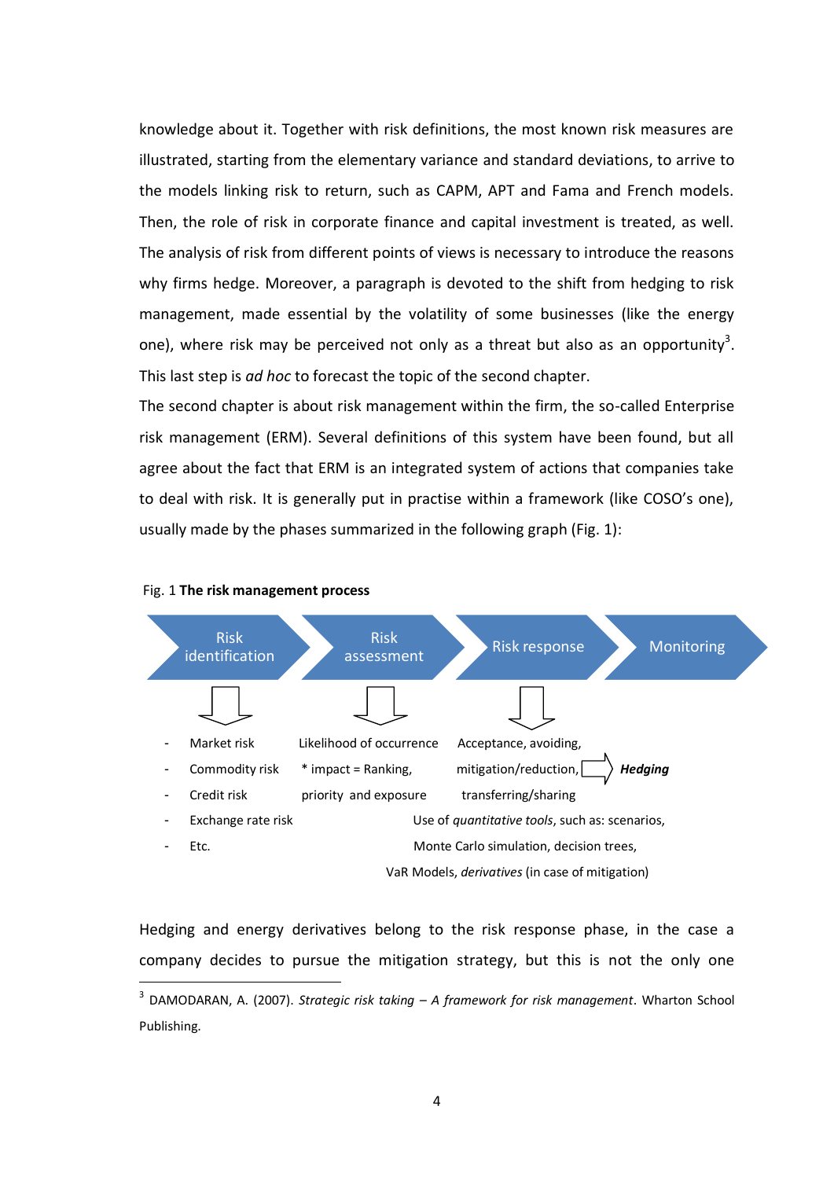knowledge about it. Together with risk definitions, the most known risk measures are illustrated, starting from the elementary variance and standard deviations, to arrive to the models linking risk to return, such as CAPM, APT and Fama and French models. Then, the role of risk in corporate finance and capital investment is treated, as well. The analysis of risk from different points of views is necessary to introduce the reasons why firms hedge. Moreover, a paragraph is devoted to the shift from hedging to risk management, made essential by the volatility of some businesses (like the energy one), where risk may be perceived not only as a threat but also as an opportunity[3]. This last step is *ad hoc* to forecast the topic of the second chapter.

The second chapter is about risk management within the firm, the so-called Enterprise risk management (ERM). Several definitions of this system have been found, but all agree about the fact that ERM is an integrated system of actions that companies take to deal with risk. It is generally put in practise within a framework (like COSO's one), usually made by the phases summarized in the following graph (Fig. 1):

Fig. 1 **The risk management process**

Risk identification → Risk assessment → Risk response → Monitoring

- Risk identification:
  - Market risk
  - Commodity risk
  - Credit risk
  - Exchange rate risk
  - Etc.
- Risk assessment: Likelihood of occurrence * impact = Ranking, priority and exposure
- Risk response: Acceptance, avoiding, mitigation/reduction, transferring/sharing ⇨ ***Hedging***

Use of *quantitative tools*, such as: scenarios, Monte Carlo simulation, decision trees, VaR Models, *derivatives* (in case of mitigation)

Hedging and energy derivatives belong to the risk response phase, in the case a company decides to pursue the mitigation strategy, but this is not the only one

[3] DAMODARAN, A. (2007). *Strategic risk taking – A framework for risk management*. Wharton School Publishing.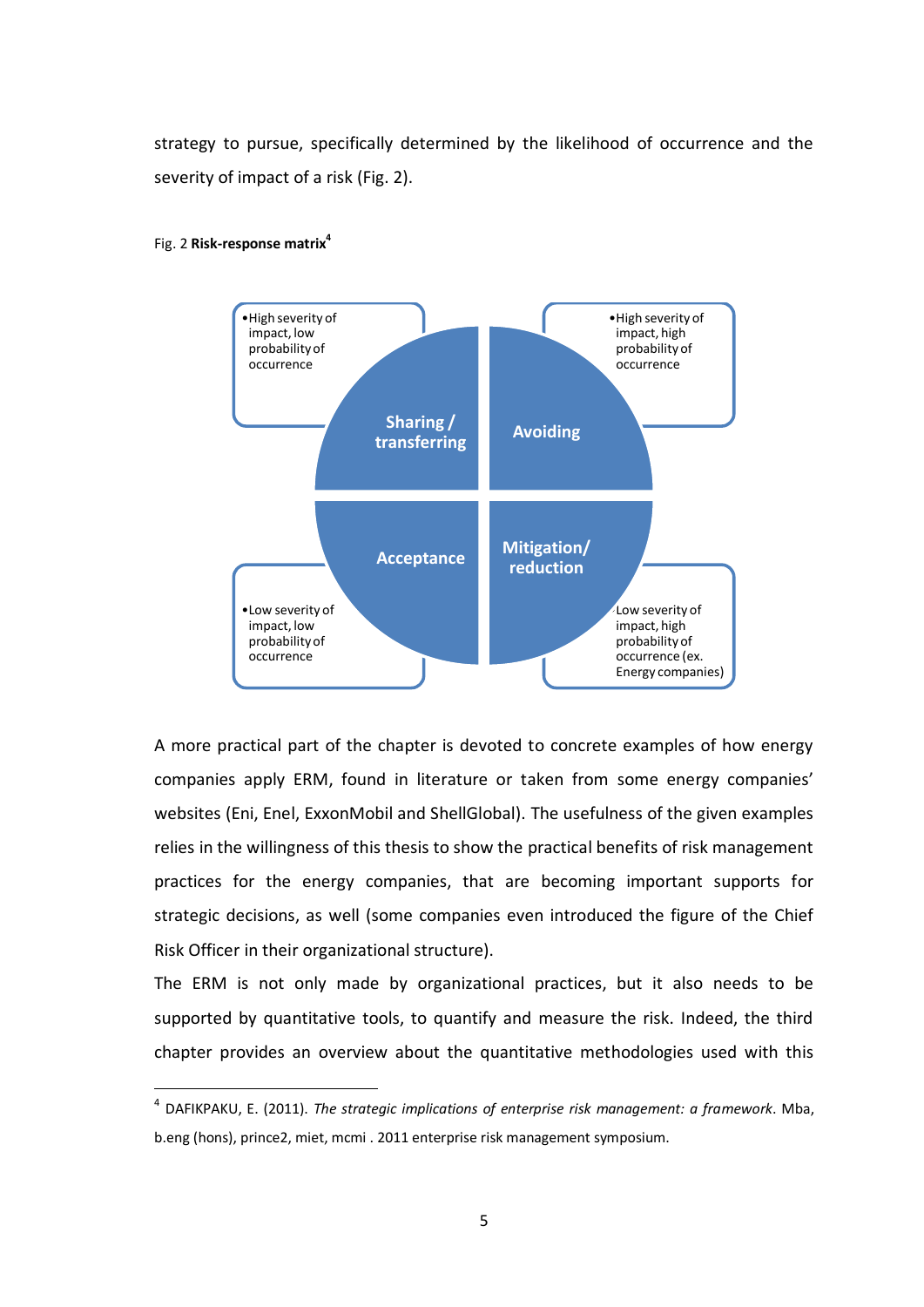strategy to pursue, specifically determined by the likelihood of occurrence and the severity of impact of a risk (Fig. 2).

Fig. 2 **Risk-response matrix**[4]

| | |
|---|---|
| •High severity of impact, low probability of occurrence — **Sharing / transferring** | •High severity of impact, high probability of occurrence — **Avoiding** |
| •Low severity of impact, low probability of occurrence — **Acceptance** | Low severity of impact, high probability of occurrence (ex. Energy companies) — **Mitigation/ reduction** |

A more practical part of the chapter is devoted to concrete examples of how energy companies apply ERM, found in literature or taken from some energy companies' websites (Eni, Enel, ExxonMobil and ShellGlobal). The usefulness of the given examples relies in the willingness of this thesis to show the practical benefits of risk management practices for the energy companies, that are becoming important supports for strategic decisions, as well (some companies even introduced the figure of the Chief Risk Officer in their organizational structure).

The ERM is not only made by organizational practices, but it also needs to be supported by quantitative tools, to quantify and measure the risk. Indeed, the third chapter provides an overview about the quantitative methodologies used with this

---

[4] DAFIKPAKU, E. (2011). *The strategic implications of enterprise risk management: a framework*. Mba, b.eng (hons), prince2, miet, mcmi . 2011 enterprise risk management symposium.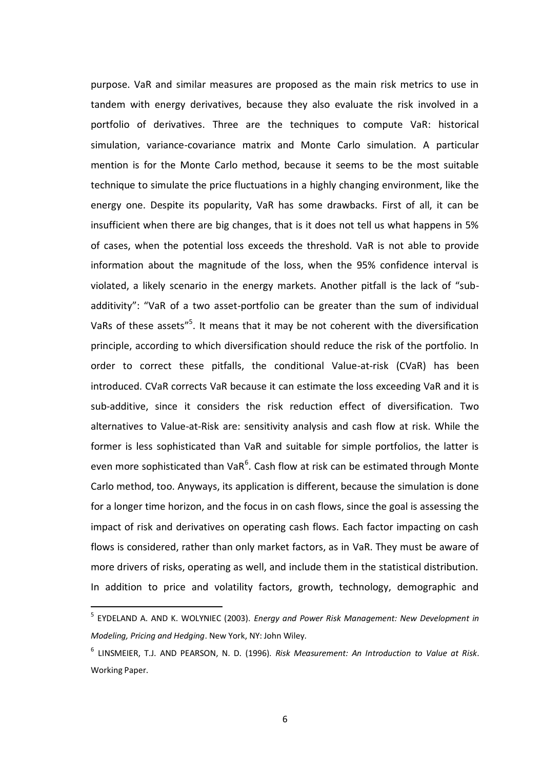purpose. VaR and similar measures are proposed as the main risk metrics to use in tandem with energy derivatives, because they also evaluate the risk involved in a portfolio of derivatives. Three are the techniques to compute VaR: historical simulation, variance-covariance matrix and Monte Carlo simulation. A particular mention is for the Monte Carlo method, because it seems to be the most suitable technique to simulate the price fluctuations in a highly changing environment, like the energy one. Despite its popularity, VaR has some drawbacks. First of all, it can be insufficient when there are big changes, that is it does not tell us what happens in 5% of cases, when the potential loss exceeds the threshold. VaR is not able to provide information about the magnitude of the loss, when the 95% confidence interval is violated, a likely scenario in the energy markets. Another pitfall is the lack of "sub-additivity": "VaR of a two asset-portfolio can be greater than the sum of individual VaRs of these assets"[5]. It means that it may be not coherent with the diversification principle, according to which diversification should reduce the risk of the portfolio. In order to correct these pitfalls, the conditional Value-at-risk (CVaR) has been introduced. CVaR corrects VaR because it can estimate the loss exceeding VaR and it is sub-additive, since it considers the risk reduction effect of diversification. Two alternatives to Value-at-Risk are: sensitivity analysis and cash flow at risk. While the former is less sophisticated than VaR and suitable for simple portfolios, the latter is even more sophisticated than VaR[6]. Cash flow at risk can be estimated through Monte Carlo method, too. Anyways, its application is different, because the simulation is done for a longer time horizon, and the focus in on cash flows, since the goal is assessing the impact of risk and derivatives on operating cash flows. Each factor impacting on cash flows is considered, rather than only market factors, as in VaR. They must be aware of more drivers of risks, operating as well, and include them in the statistical distribution. In addition to price and volatility factors, growth, technology, demographic and

[5] EYDELAND A. AND K. WOLYNIEC (2003). *Energy and Power Risk Management: New Development in Modeling, Pricing and Hedging*. New York, NY: John Wiley.

[6] LINSMEIER, T.J. AND PEARSON, N. D. (1996). *Risk Measurement: An Introduction to Value at Risk*. Working Paper.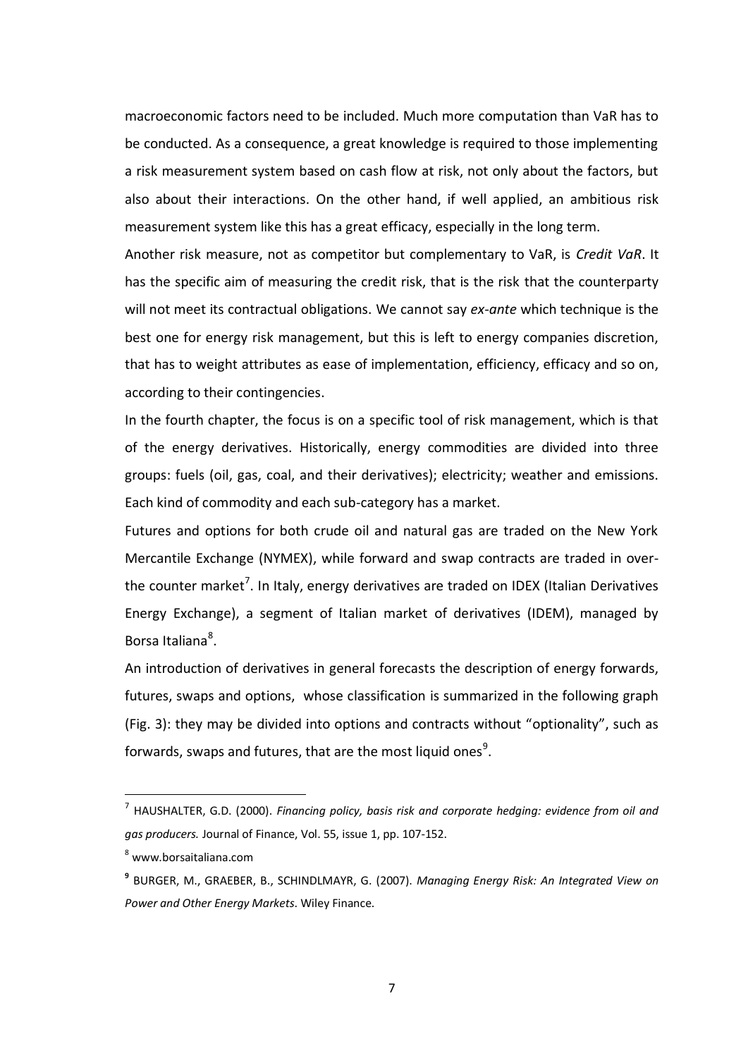macroeconomic factors need to be included. Much more computation than VaR has to be conducted. As a consequence, a great knowledge is required to those implementing a risk measurement system based on cash flow at risk, not only about the factors, but also about their interactions. On the other hand, if well applied, an ambitious risk measurement system like this has a great efficacy, especially in the long term.

Another risk measure, not as competitor but complementary to VaR, is *Credit VaR*. It has the specific aim of measuring the credit risk, that is the risk that the counterparty will not meet its contractual obligations. We cannot say *ex-ante* which technique is the best one for energy risk management, but this is left to energy companies discretion, that has to weight attributes as ease of implementation, efficiency, efficacy and so on, according to their contingencies.

In the fourth chapter, the focus is on a specific tool of risk management, which is that of the energy derivatives. Historically, energy commodities are divided into three groups: fuels (oil, gas, coal, and their derivatives); electricity; weather and emissions. Each kind of commodity and each sub-category has a market.

Futures and options for both crude oil and natural gas are traded on the New York Mercantile Exchange (NYMEX), while forward and swap contracts are traded in over-the counter market[7]. In Italy, energy derivatives are traded on IDEX (Italian Derivatives Energy Exchange), a segment of Italian market of derivatives (IDEM), managed by Borsa Italiana[8].

An introduction of derivatives in general forecasts the description of energy forwards, futures, swaps and options, whose classification is summarized in the following graph (Fig. 3): they may be divided into options and contracts without "optionality", such as forwards, swaps and futures, that are the most liquid ones[9].

---

[7] HAUSHALTER, G.D. (2000). *Financing policy, basis risk and corporate hedging: evidence from oil and gas producers.* Journal of Finance, Vol. 55, issue 1, pp. 107-152.

[8] www.borsaitaliana.com

[9] BURGER, M., GRAEBER, B., SCHINDLMAYR, G. (2007). *Managing Energy Risk: An Integrated View on Power and Other Energy Markets*. Wiley Finance.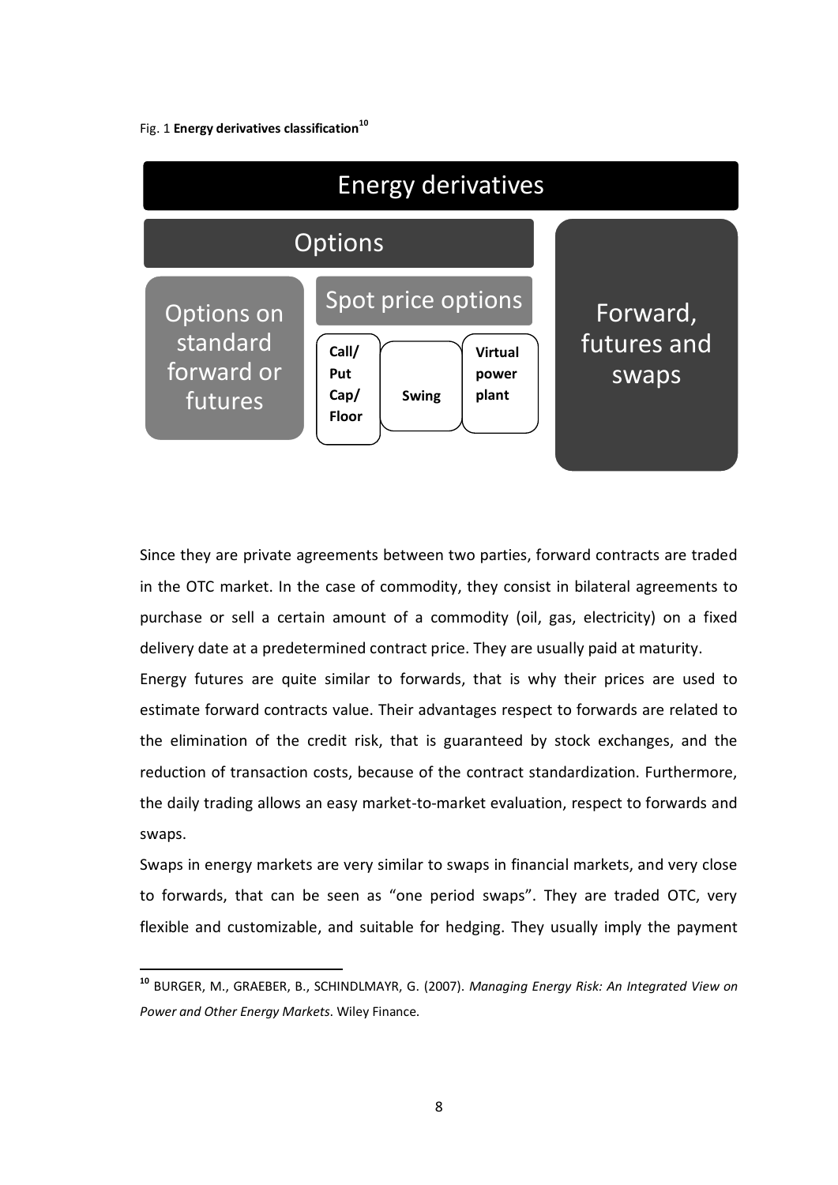Fig. 1 **Energy derivatives classification**[10]

Energy derivatives

Options

Options on standard forward or futures

Spot price options

**Call/ Put Cap/ Floor**

**Swing**

**Virtual power plant**

Forward, futures and swaps

Since they are private agreements between two parties, forward contracts are traded in the OTC market. In the case of commodity, they consist in bilateral agreements to purchase or sell a certain amount of a commodity (oil, gas, electricity) on a fixed delivery date at a predetermined contract price. They are usually paid at maturity.

Energy futures are quite similar to forwards, that is why their prices are used to estimate forward contracts value. Their advantages respect to forwards are related to the elimination of the credit risk, that is guaranteed by stock exchanges, and the reduction of transaction costs, because of the contract standardization. Furthermore, the daily trading allows an easy market-to-market evaluation, respect to forwards and swaps.

Swaps in energy markets are very similar to swaps in financial markets, and very close to forwards, that can be seen as "one period swaps". They are traded OTC, very flexible and customizable, and suitable for hedging. They usually imply the payment

---

[10] BURGER, M., GRAEBER, B., SCHINDLMAYR, G. (2007). *Managing Energy Risk: An Integrated View on Power and Other Energy Markets*. Wiley Finance.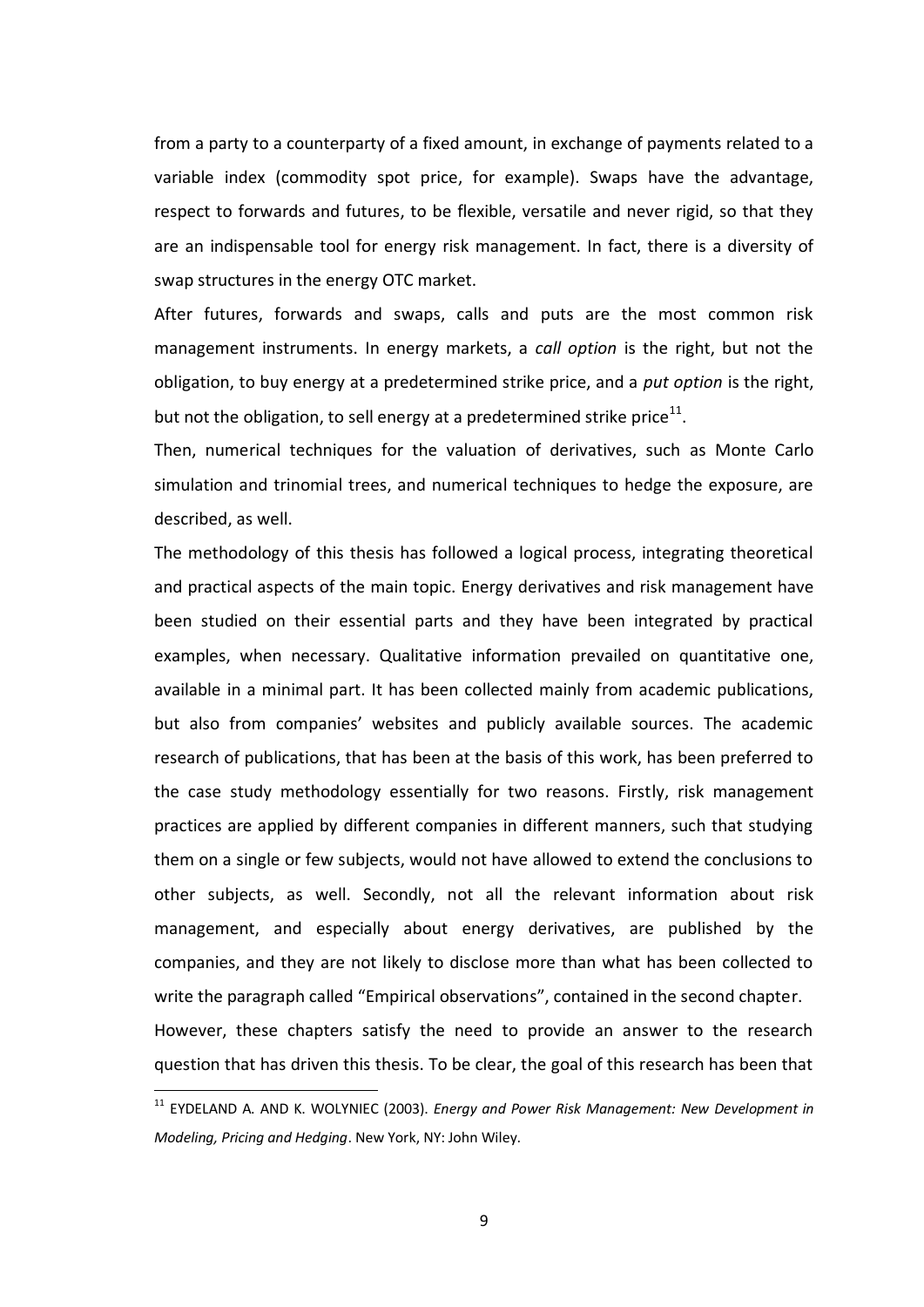from a party to a counterparty of a fixed amount, in exchange of payments related to a variable index (commodity spot price, for example). Swaps have the advantage, respect to forwards and futures, to be flexible, versatile and never rigid, so that they are an indispensable tool for energy risk management. In fact, there is a diversity of swap structures in the energy OTC market.

After futures, forwards and swaps, calls and puts are the most common risk management instruments. In energy markets, a *call option* is the right, but not the obligation, to buy energy at a predetermined strike price, and a *put option* is the right, but not the obligation, to sell energy at a predetermined strike price[11].

Then, numerical techniques for the valuation of derivatives, such as Monte Carlo simulation and trinomial trees, and numerical techniques to hedge the exposure, are described, as well.

The methodology of this thesis has followed a logical process, integrating theoretical and practical aspects of the main topic. Energy derivatives and risk management have been studied on their essential parts and they have been integrated by practical examples, when necessary. Qualitative information prevailed on quantitative one, available in a minimal part. It has been collected mainly from academic publications, but also from companies' websites and publicly available sources. The academic research of publications, that has been at the basis of this work, has been preferred to the case study methodology essentially for two reasons. Firstly, risk management practices are applied by different companies in different manners, such that studying them on a single or few subjects, would not have allowed to extend the conclusions to other subjects, as well. Secondly, not all the relevant information about risk management, and especially about energy derivatives, are published by the companies, and they are not likely to disclose more than what has been collected to write the paragraph called "Empirical observations", contained in the second chapter.

However, these chapters satisfy the need to provide an answer to the research question that has driven this thesis. To be clear, the goal of this research has been that

---

[11] EYDELAND A. AND K. WOLYNIEC (2003). *Energy and Power Risk Management: New Development in Modeling, Pricing and Hedging*. New York, NY: John Wiley.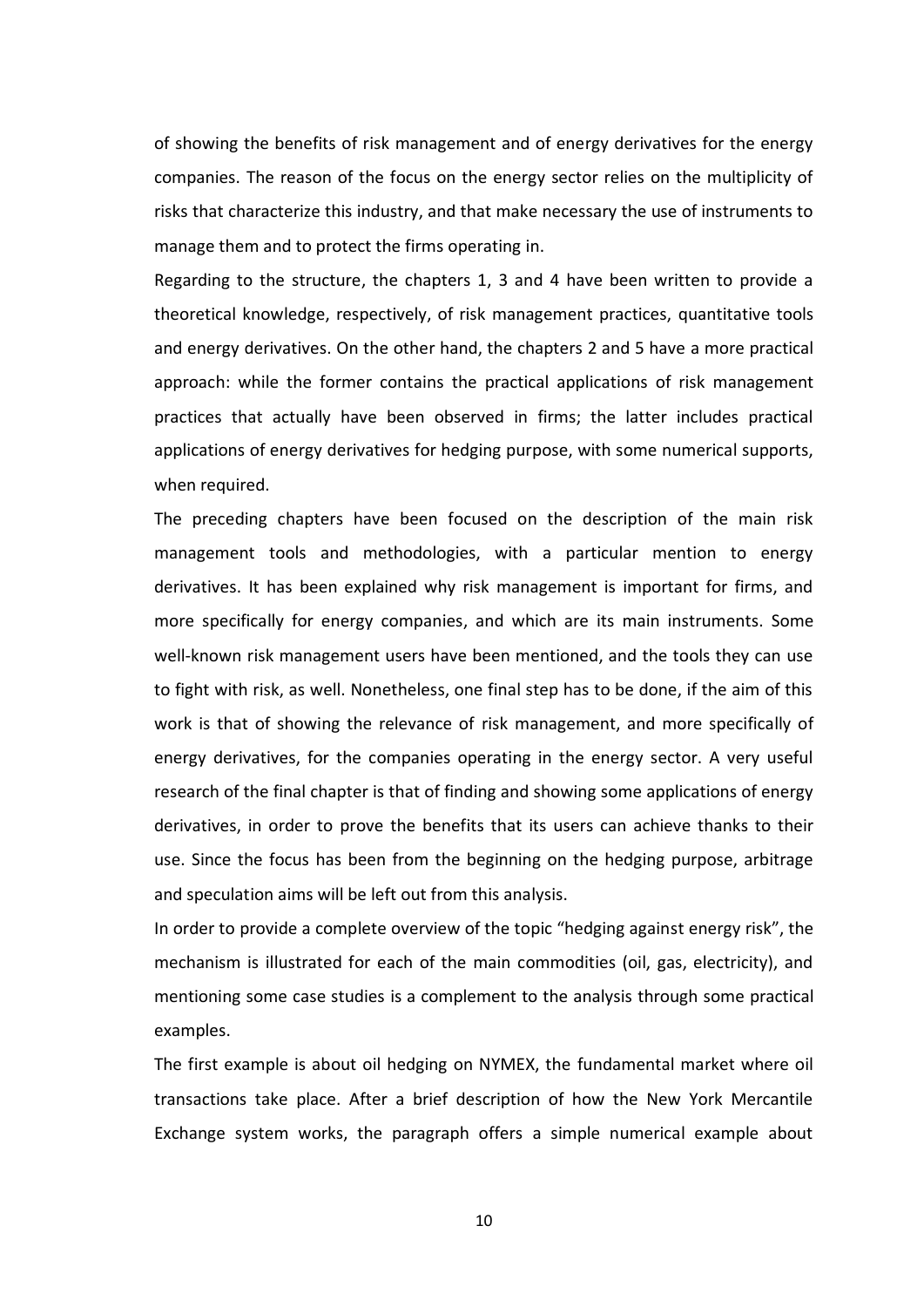of showing the benefits of risk management and of energy derivatives for the energy companies. The reason of the focus on the energy sector relies on the multiplicity of risks that characterize this industry, and that make necessary the use of instruments to manage them and to protect the firms operating in.

Regarding to the structure, the chapters 1, 3 and 4 have been written to provide a theoretical knowledge, respectively, of risk management practices, quantitative tools and energy derivatives. On the other hand, the chapters 2 and 5 have a more practical approach: while the former contains the practical applications of risk management practices that actually have been observed in firms; the latter includes practical applications of energy derivatives for hedging purpose, with some numerical supports, when required.

The preceding chapters have been focused on the description of the main risk management tools and methodologies, with a particular mention to energy derivatives. It has been explained why risk management is important for firms, and more specifically for energy companies, and which are its main instruments. Some well-known risk management users have been mentioned, and the tools they can use to fight with risk, as well. Nonetheless, one final step has to be done, if the aim of this work is that of showing the relevance of risk management, and more specifically of energy derivatives, for the companies operating in the energy sector. A very useful research of the final chapter is that of finding and showing some applications of energy derivatives, in order to prove the benefits that its users can achieve thanks to their use. Since the focus has been from the beginning on the hedging purpose, arbitrage and speculation aims will be left out from this analysis.

In order to provide a complete overview of the topic "hedging against energy risk", the mechanism is illustrated for each of the main commodities (oil, gas, electricity), and mentioning some case studies is a complement to the analysis through some practical examples.

The first example is about oil hedging on NYMEX, the fundamental market where oil transactions take place. After a brief description of how the New York Mercantile Exchange system works, the paragraph offers a simple numerical example about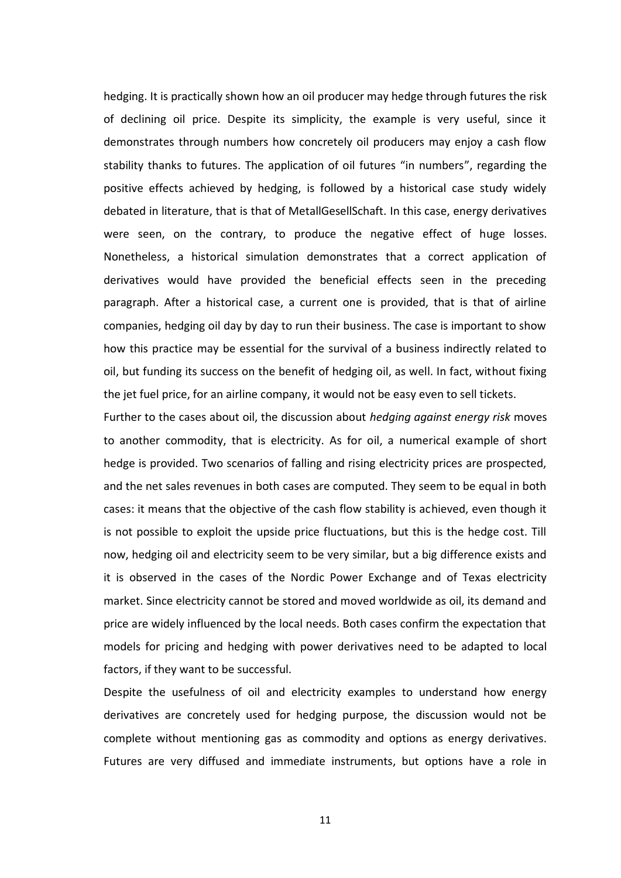hedging. It is practically shown how an oil producer may hedge through futures the risk of declining oil price. Despite its simplicity, the example is very useful, since it demonstrates through numbers how concretely oil producers may enjoy a cash flow stability thanks to futures. The application of oil futures "in numbers", regarding the positive effects achieved by hedging, is followed by a historical case study widely debated in literature, that is that of MetallGesellSchaft. In this case, energy derivatives were seen, on the contrary, to produce the negative effect of huge losses. Nonetheless, a historical simulation demonstrates that a correct application of derivatives would have provided the beneficial effects seen in the preceding paragraph. After a historical case, a current one is provided, that is that of airline companies, hedging oil day by day to run their business. The case is important to show how this practice may be essential for the survival of a business indirectly related to oil, but funding its success on the benefit of hedging oil, as well. In fact, without fixing the jet fuel price, for an airline company, it would not be easy even to sell tickets.

Further to the cases about oil, the discussion about *hedging against energy risk* moves to another commodity, that is electricity. As for oil, a numerical example of short hedge is provided. Two scenarios of falling and rising electricity prices are prospected, and the net sales revenues in both cases are computed. They seem to be equal in both cases: it means that the objective of the cash flow stability is achieved, even though it is not possible to exploit the upside price fluctuations, but this is the hedge cost. Till now, hedging oil and electricity seem to be very similar, but a big difference exists and it is observed in the cases of the Nordic Power Exchange and of Texas electricity market. Since electricity cannot be stored and moved worldwide as oil, its demand and price are widely influenced by the local needs. Both cases confirm the expectation that models for pricing and hedging with power derivatives need to be adapted to local factors, if they want to be successful.

Despite the usefulness of oil and electricity examples to understand how energy derivatives are concretely used for hedging purpose, the discussion would not be complete without mentioning gas as commodity and options as energy derivatives. Futures are very diffused and immediate instruments, but options have a role in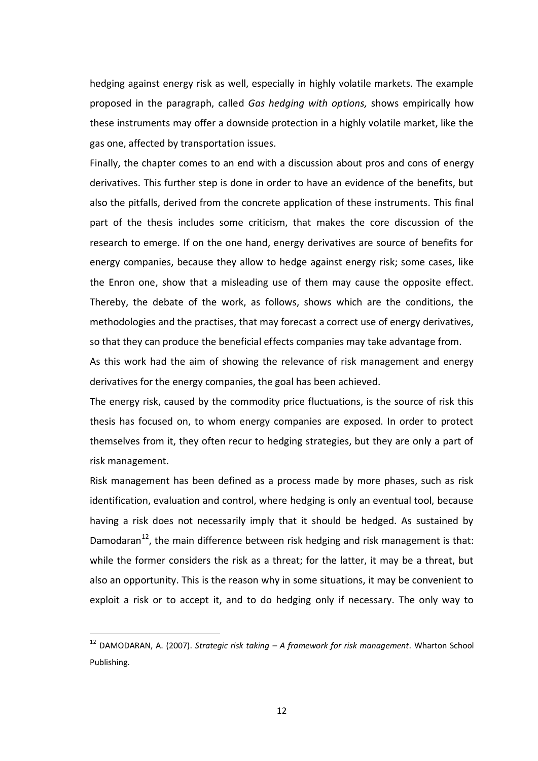hedging against energy risk as well, especially in highly volatile markets. The example proposed in the paragraph, called *Gas hedging with options,* shows empirically how these instruments may offer a downside protection in a highly volatile market, like the gas one, affected by transportation issues.

Finally, the chapter comes to an end with a discussion about pros and cons of energy derivatives. This further step is done in order to have an evidence of the benefits, but also the pitfalls, derived from the concrete application of these instruments. This final part of the thesis includes some criticism, that makes the core discussion of the research to emerge. If on the one hand, energy derivatives are source of benefits for energy companies, because they allow to hedge against energy risk; some cases, like the Enron one, show that a misleading use of them may cause the opposite effect. Thereby, the debate of the work, as follows, shows which are the conditions, the methodologies and the practises, that may forecast a correct use of energy derivatives, so that they can produce the beneficial effects companies may take advantage from.

As this work had the aim of showing the relevance of risk management and energy derivatives for the energy companies, the goal has been achieved.

The energy risk, caused by the commodity price fluctuations, is the source of risk this thesis has focused on, to whom energy companies are exposed. In order to protect themselves from it, they often recur to hedging strategies, but they are only a part of risk management.

Risk management has been defined as a process made by more phases, such as risk identification, evaluation and control, where hedging is only an eventual tool, because having a risk does not necessarily imply that it should be hedged. As sustained by Damodaran[12], the main difference between risk hedging and risk management is that: while the former considers the risk as a threat; for the latter, it may be a threat, but also an opportunity. This is the reason why in some situations, it may be convenient to exploit a risk or to accept it, and to do hedging only if necessary. The only way to

---

[12] DAMODARAN, A. (2007). *Strategic risk taking – A framework for risk management*. Wharton School Publishing.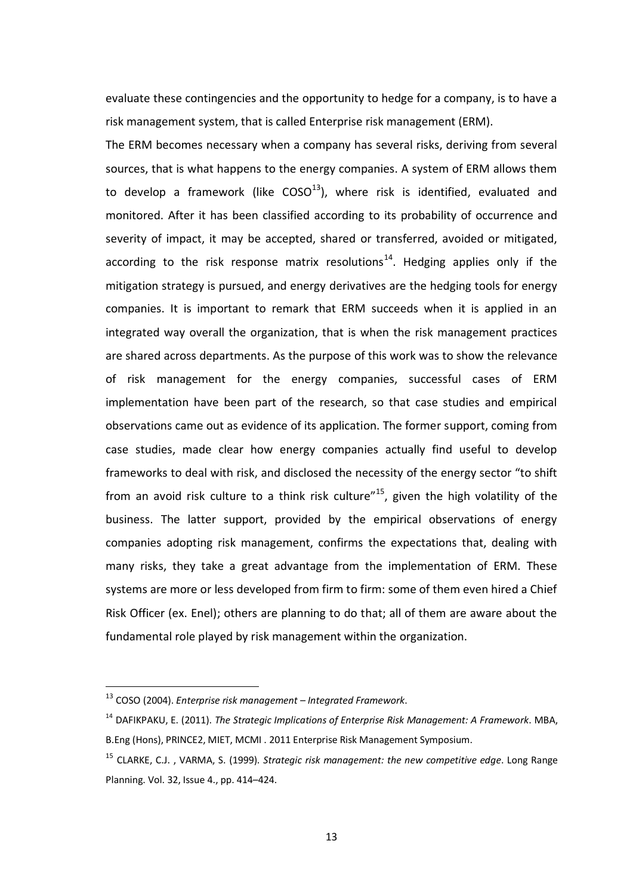evaluate these contingencies and the opportunity to hedge for a company, is to have a risk management system, that is called Enterprise risk management (ERM).

The ERM becomes necessary when a company has several risks, deriving from several sources, that is what happens to the energy companies. A system of ERM allows them to develop a framework (like COSO[13]), where risk is identified, evaluated and monitored. After it has been classified according to its probability of occurrence and severity of impact, it may be accepted, shared or transferred, avoided or mitigated, according to the risk response matrix resolutions[14]. Hedging applies only if the mitigation strategy is pursued, and energy derivatives are the hedging tools for energy companies. It is important to remark that ERM succeeds when it is applied in an integrated way overall the organization, that is when the risk management practices are shared across departments. As the purpose of this work was to show the relevance of risk management for the energy companies, successful cases of ERM implementation have been part of the research, so that case studies and empirical observations came out as evidence of its application. The former support, coming from case studies, made clear how energy companies actually find useful to develop frameworks to deal with risk, and disclosed the necessity of the energy sector "to shift from an avoid risk culture to a think risk culture"[15], given the high volatility of the business. The latter support, provided by the empirical observations of energy companies adopting risk management, confirms the expectations that, dealing with many risks, they take a great advantage from the implementation of ERM. These systems are more or less developed from firm to firm: some of them even hired a Chief Risk Officer (ex. Enel); others are planning to do that; all of them are aware about the fundamental role played by risk management within the organization.

---

[13] COSO (2004). *Enterprise risk management – Integrated Framework*.

[14] DAFIKPAKU, E. (2011). *The Strategic Implications of Enterprise Risk Management: A Framework*. MBA, B.Eng (Hons), PRINCE2, MIET, MCMI . 2011 Enterprise Risk Management Symposium.

[15] CLARKE, C.J. , VARMA, S. (1999). *Strategic risk management: the new competitive edge*. Long Range Planning. Vol. 32, Issue 4., pp. 414–424.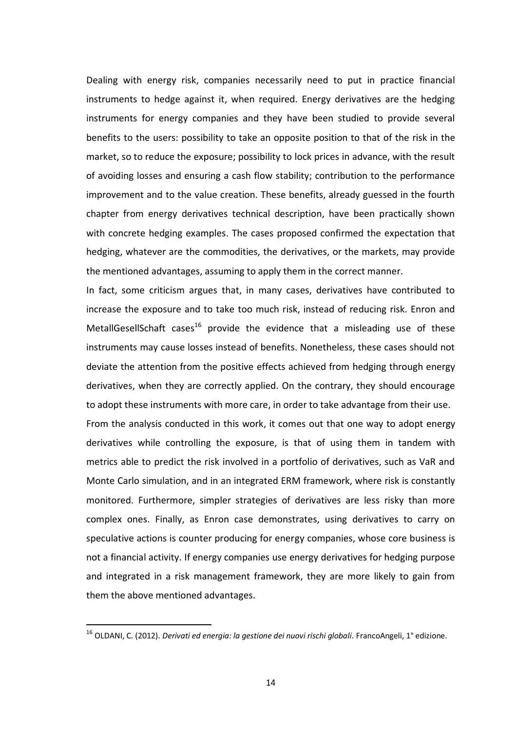Dealing with energy risk, companies necessarily need to put in practice financial instruments to hedge against it, when required. Energy derivatives are the hedging instruments for energy companies and they have been studied to provide several benefits to the users: possibility to take an opposite position to that of the risk in the market, so to reduce the exposure; possibility to lock prices in advance, with the result of avoiding losses and ensuring a cash flow stability; contribution to the performance improvement and to the value creation. These benefits, already guessed in the fourth chapter from energy derivatives technical description, have been practically shown with concrete hedging examples. The cases proposed confirmed the expectation that hedging, whatever are the commodities, the derivatives, or the markets, may provide the mentioned advantages, assuming to apply them in the correct manner.

In fact, some criticism argues that, in many cases, derivatives have contributed to increase the exposure and to take too much risk, instead of reducing risk. Enron and MetallGesellSchaft cases[16] provide the evidence that a misleading use of these instruments may cause losses instead of benefits. Nonetheless, these cases should not deviate the attention from the positive effects achieved from hedging through energy derivatives, when they are correctly applied. On the contrary, they should encourage to adopt these instruments with more care, in order to take advantage from their use.

From the analysis conducted in this work, it comes out that one way to adopt energy derivatives while controlling the exposure, is that of using them in tandem with metrics able to predict the risk involved in a portfolio of derivatives, such as VaR and Monte Carlo simulation, and in an integrated ERM framework, where risk is constantly monitored. Furthermore, simpler strategies of derivatives are less risky than more complex ones. Finally, as Enron case demonstrates, using derivatives to carry on speculative actions is counter producing for energy companies, whose core business is not a financial activity. If energy companies use energy derivatives for hedging purpose and integrated in a risk management framework, they are more likely to gain from them the above mentioned advantages.

[16] OLDANI, C. (2012). *Derivati ed energia: la gestione dei nuovi rischi globali*. FrancoAngeli, 1° edizione.